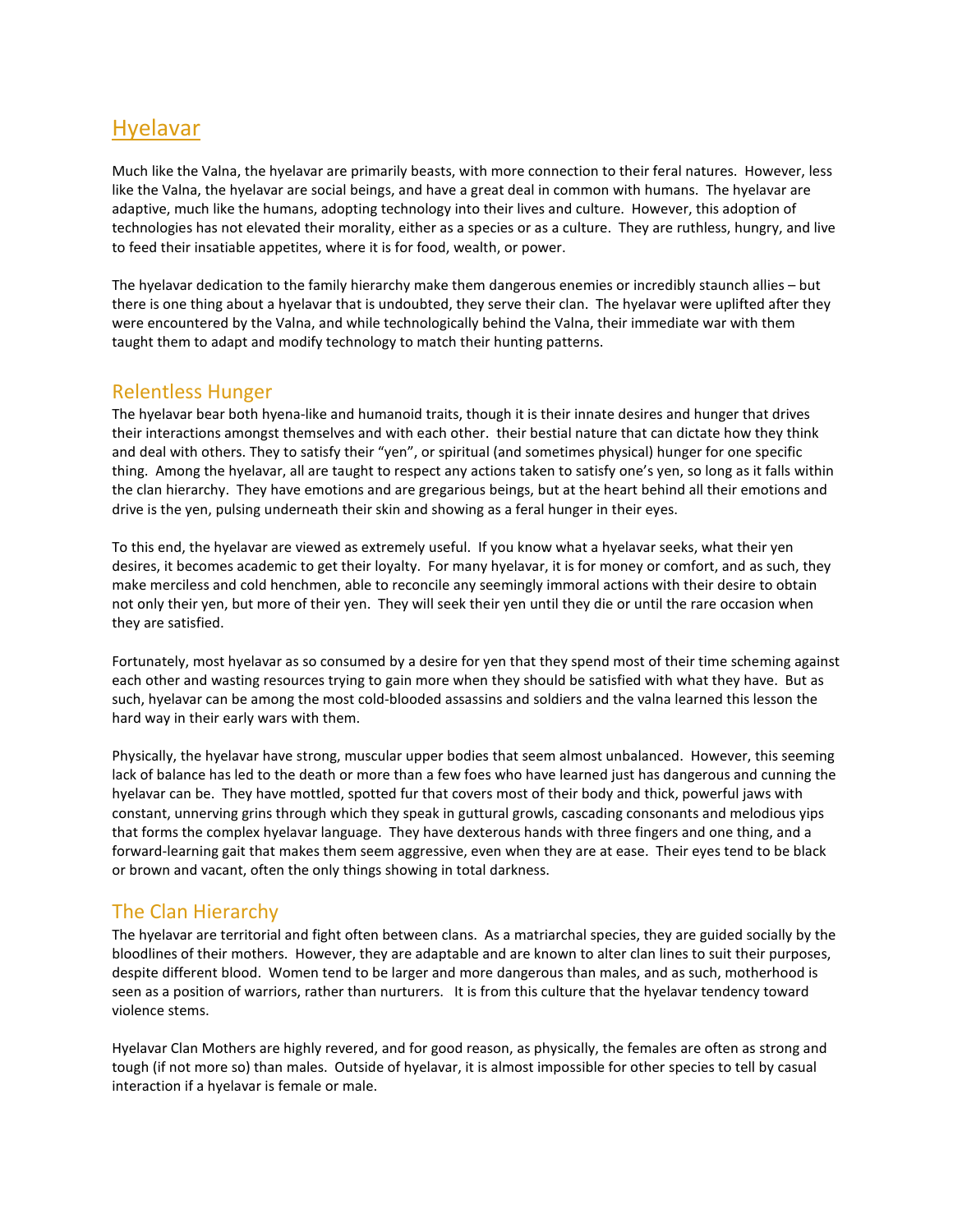# Hyelavar

Much like the Valna, the hyelavar are primarily beasts, with more connection to their feral natures. However, less like the Valna, the hyelavar are social beings, and have a great deal in common with humans. The hyelavar are adaptive, much like the humans, adopting technology into their lives and culture. However, this adoption of technologies has not elevated their morality, either as a species or as a culture. They are ruthless, hungry, and live to feed their insatiable appetites, where it is for food, wealth, or power.

The hyelavar dedication to the family hierarchy make them dangerous enemies or incredibly staunch allies – but there is one thing about a hyelavar that is undoubted, they serve their clan. The hyelavar were uplifted after they were encountered by the Valna, and while technologically behind the Valna, their immediate war with them taught them to adapt and modify technology to match their hunting patterns.

## Relentless Hunger

The hyelavar bear both hyena-like and humanoid traits, though it is their innate desires and hunger that drives their interactions amongst themselves and with each other. their bestial nature that can dictate how they think and deal with others. They to satisfy their "yen", or spiritual (and sometimes physical) hunger for one specific thing. Among the hyelavar, all are taught to respect any actions taken to satisfy one's yen, so long as it falls within the clan hierarchy. They have emotions and are gregarious beings, but at the heart behind all their emotions and drive is the yen, pulsing underneath their skin and showing as a feral hunger in their eyes.

To this end, the hyelavar are viewed as extremely useful. If you know what a hyelavar seeks, what their yen desires, it becomes academic to get their loyalty. For many hyelavar, it is for money or comfort, and as such, they make merciless and cold henchmen, able to reconcile any seemingly immoral actions with their desire to obtain not only their yen, but more of their yen. They will seek their yen until they die or until the rare occasion when they are satisfied.

Fortunately, most hyelavar as so consumed by a desire for yen that they spend most of their time scheming against each other and wasting resources trying to gain more when they should be satisfied with what they have. But as such, hyelavar can be among the most cold-blooded assassins and soldiers and the valna learned this lesson the hard way in their early wars with them.

Physically, the hyelavar have strong, muscular upper bodies that seem almost unbalanced. However, this seeming lack of balance has led to the death or more than a few foes who have learned just has dangerous and cunning the hyelavar can be. They have mottled, spotted fur that covers most of their body and thick, powerful jaws with constant, unnerving grins through which they speak in guttural growls, cascading consonants and melodious yips that forms the complex hyelavar language. They have dexterous hands with three fingers and one thing, and a forward-learning gait that makes them seem aggressive, even when they are at ease. Their eyes tend to be black or brown and vacant, often the only things showing in total darkness.

## The Clan Hierarchy

The hyelavar are territorial and fight often between clans. As a matriarchal species, they are guided socially by the bloodlines of their mothers. However, they are adaptable and are known to alter clan lines to suit their purposes, despite different blood. Women tend to be larger and more dangerous than males, and as such, motherhood is seen as a position of warriors, rather than nurturers. It is from this culture that the hyelavar tendency toward violence stems.

Hyelavar Clan Mothers are highly revered, and for good reason, as physically, the females are often as strong and tough (if not more so) than males. Outside of hyelavar, it is almost impossible for other species to tell by casual interaction if a hyelavar is female or male.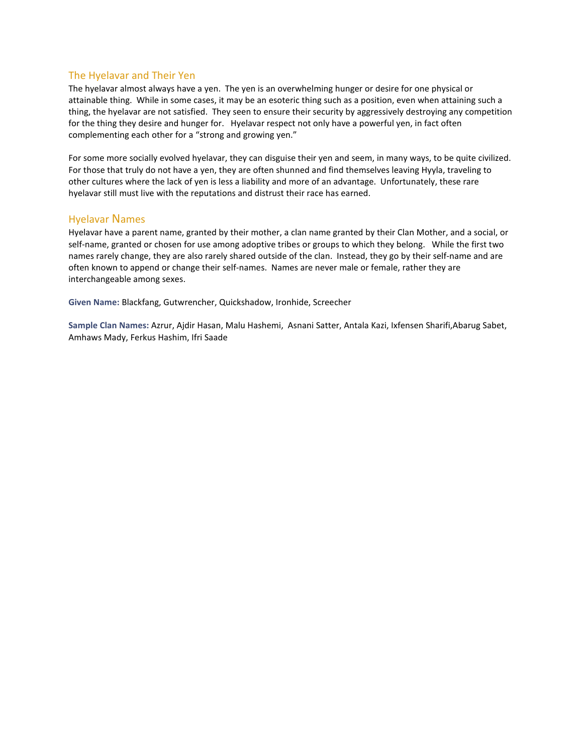## The Hyelavar and Their Yen

The hyelavar almost always have a yen. The yen is an overwhelming hunger or desire for one physical or attainable thing. While in some cases, it may be an esoteric thing such as a position, even when attaining such a thing, the hyelavar are not satisfied. They seen to ensure their security by aggressively destroying any competition for the thing they desire and hunger for. Hyelavar respect not only have a powerful yen, in fact often complementing each other for a "strong and growing yen."

For some more socially evolved hyelavar, they can disguise their yen and seem, in many ways, to be quite civilized. For those that truly do not have a yen, they are often shunned and find themselves leaving Hyyla, traveling to other cultures where the lack of yen is less a liability and more of an advantage. Unfortunately, these rare hyelavar still must live with the reputations and distrust their race has earned.

## Hyelavar Names

Hyelavar have a parent name, granted by their mother, a clan name granted by their Clan Mother, and a social, or self-name, granted or chosen for use among adoptive tribes or groups to which they belong. While the first two names rarely change, they are also rarely shared outside of the clan. Instead, they go by their self-name and are often known to append or change their self-names. Names are never male or female, rather they are interchangeable among sexes.

**Given Name:** Blackfang, Gutwrencher, Quickshadow, Ironhide, Screecher

**Sample Clan Names:** Azrur, Ajdir Hasan, Malu Hashemi, Asnani Satter, Antala Kazi, Ixfensen Sharifi,Abarug Sabet, Amhaws Mady, Ferkus Hashim, Ifri Saade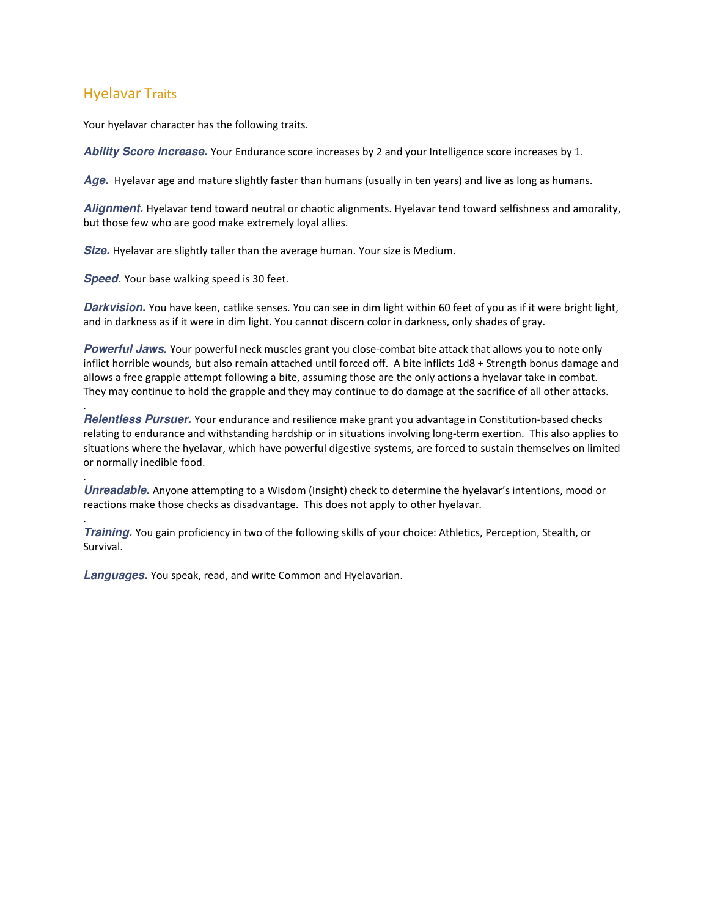## Hyelavar Traits

Your hyelavar character has the following traits.

***Ability Score Increase.*** Your Endurance score increases by 2 and your Intelligence score increases by 1.

***Age.*** Hyelavar age and mature slightly faster than humans (usually in ten years) and live as long as humans.

***Alignment.*** Hyelavar tend toward neutral or chaotic alignments. Hyelavar tend toward selfishness and amorality, but those few who are good make extremely loyal allies.

***Size.*** Hyelavar are slightly taller than the average human. Your size is Medium.

***Speed.*** Your base walking speed is 30 feet.

***Darkvision.*** You have keen, catlike senses. You can see in dim light within 60 feet of you as if it were bright light, and in darkness as if it were in dim light. You cannot discern color in darkness, only shades of gray.

***Powerful Jaws.*** Your powerful neck muscles grant you close-combat bite attack that allows you to note only inflict horrible wounds, but also remain attached until forced off. A bite inflicts 1d8 + Strength bonus damage and allows a free grapple attempt following a bite, assuming those are the only actions a hyelavar take in combat. They may continue to hold the grapple and they may continue to do damage at the sacrifice of all other attacks.

.

***Relentless Pursuer.*** Your endurance and resilience make grant you advantage in Constitution-based checks relating to endurance and withstanding hardship or in situations involving long-term exertion. This also applies to situations where the hyelavar, which have powerful digestive systems, are forced to sustain themselves on limited or normally inedible food.

.

***Unreadable.*** Anyone attempting to a Wisdom (Insight) check to determine the hyelavar's intentions, mood or reactions make those checks as disadvantage. This does not apply to other hyelavar.

.

***Training.*** You gain proficiency in two of the following skills of your choice: Athletics, Perception, Stealth, or Survival.

***Languages.*** You speak, read, and write Common and Hyelavarian.